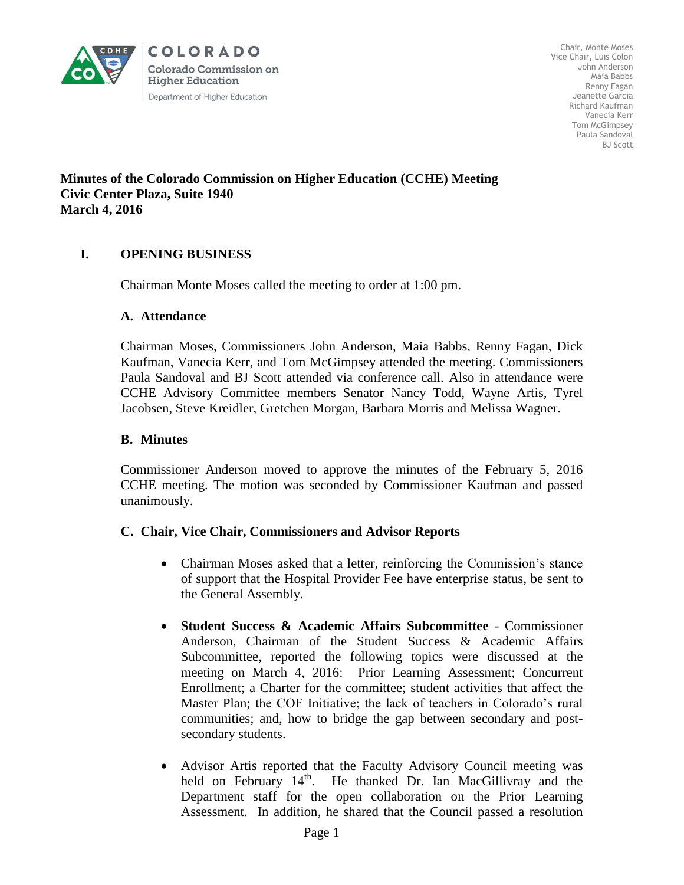COLORADO

Colorado Commission on Higher Education

Department of Higher Education

Chair, Monte Moses
Vice Chair, Luis Colon
John Anderson
Maia Babbs
Renny Fagan
Jeanette Garcia
Richard Kaufman
Vanecia Kerr
Tom McGimpsey
Paula Sandoval
BJ Scott

# Minutes of the Colorado Commission on Higher Education (CCHE) Meeting
# Civic Center Plaza, Suite 1940
# March 4, 2016

## I. OPENING BUSINESS

Chairman Monte Moses called the meeting to order at 1:00 pm.

### A. Attendance

Chairman Moses, Commissioners John Anderson, Maia Babbs, Renny Fagan, Dick Kaufman, Vanecia Kerr, and Tom McGimpsey attended the meeting. Commissioners Paula Sandoval and BJ Scott attended via conference call. Also in attendance were CCHE Advisory Committee members Senator Nancy Todd, Wayne Artis, Tyrel Jacobsen, Steve Kreidler, Gretchen Morgan, Barbara Morris and Melissa Wagner.

### B. Minutes

Commissioner Anderson moved to approve the minutes of the February 5, 2016 CCHE meeting. The motion was seconded by Commissioner Kaufman and passed unanimously.

### C. Chair, Vice Chair, Commissioners and Advisor Reports

- Chairman Moses asked that a letter, reinforcing the Commission's stance of support that the Hospital Provider Fee have enterprise status, be sent to the General Assembly.
- **Student Success & Academic Affairs Subcommittee** - Commissioner Anderson, Chairman of the Student Success & Academic Affairs Subcommittee, reported the following topics were discussed at the meeting on March 4, 2016: Prior Learning Assessment; Concurrent Enrollment; a Charter for the committee; student activities that affect the Master Plan; the COF Initiative; the lack of teachers in Colorado's rural communities; and, how to bridge the gap between secondary and post-secondary students.
- Advisor Artis reported that the Faculty Advisory Council meeting was held on February 14th. He thanked Dr. Ian MacGillivray and the Department staff for the open collaboration on the Prior Learning Assessment. In addition, he shared that the Council passed a resolution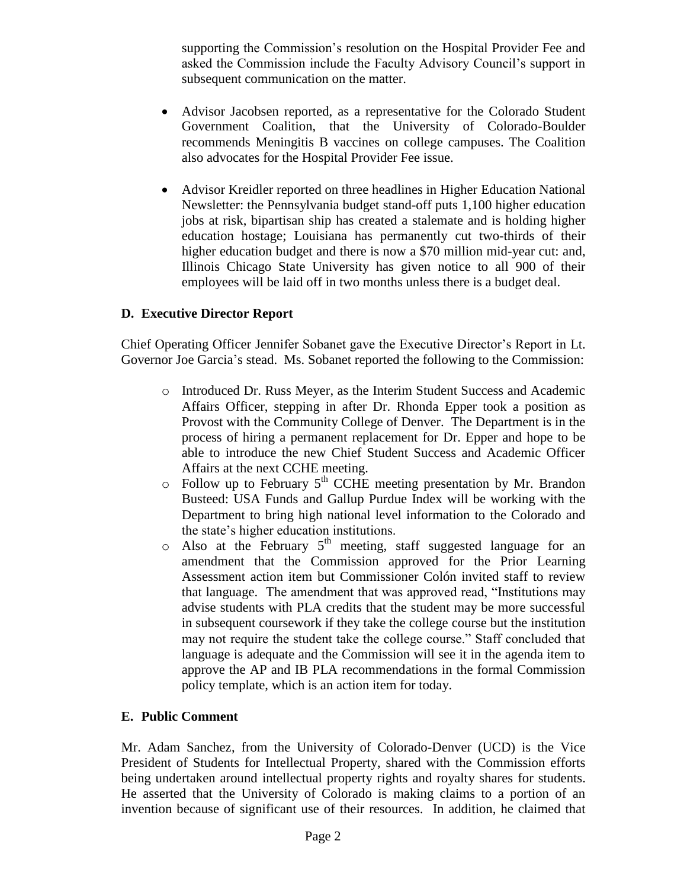supporting the Commission's resolution on the Hospital Provider Fee and asked the Commission include the Faculty Advisory Council's support in subsequent communication on the matter.

- Advisor Jacobsen reported, as a representative for the Colorado Student Government Coalition, that the University of Colorado-Boulder recommends Meningitis B vaccines on college campuses. The Coalition also advocates for the Hospital Provider Fee issue.

- Advisor Kreidler reported on three headlines in Higher Education National Newsletter: the Pennsylvania budget stand-off puts 1,100 higher education jobs at risk, bipartisan ship has created a stalemate and is holding higher education hostage; Louisiana has permanently cut two-thirds of their higher education budget and there is now a $70 million mid-year cut: and, Illinois Chicago State University has given notice to all 900 of their employees will be laid off in two months unless there is a budget deal.

## D. Executive Director Report

Chief Operating Officer Jennifer Sobanet gave the Executive Director's Report in Lt. Governor Joe Garcia's stead. Ms. Sobanet reported the following to the Commission:

- Introduced Dr. Russ Meyer, as the Interim Student Success and Academic Affairs Officer, stepping in after Dr. Rhonda Epper took a position as Provost with the Community College of Denver. The Department is in the process of hiring a permanent replacement for Dr. Epper and hope to be able to introduce the new Chief Student Success and Academic Officer Affairs at the next CCHE meeting.
- Follow up to February 5th CCHE meeting presentation by Mr. Brandon Busteed: USA Funds and Gallup Purdue Index will be working with the Department to bring high national level information to the Colorado and the state's higher education institutions.
- Also at the February 5th meeting, staff suggested language for an amendment that the Commission approved for the Prior Learning Assessment action item but Commissioner Colón invited staff to review that language. The amendment that was approved read, "Institutions may advise students with PLA credits that the student may be more successful in subsequent coursework if they take the college course but the institution may not require the student take the college course." Staff concluded that language is adequate and the Commission will see it in the agenda item to approve the AP and IB PLA recommendations in the formal Commission policy template, which is an action item for today.

## E. Public Comment

Mr. Adam Sanchez, from the University of Colorado-Denver (UCD) is the Vice President of Students for Intellectual Property, shared with the Commission efforts being undertaken around intellectual property rights and royalty shares for students. He asserted that the University of Colorado is making claims to a portion of an invention because of significant use of their resources. In addition, he claimed that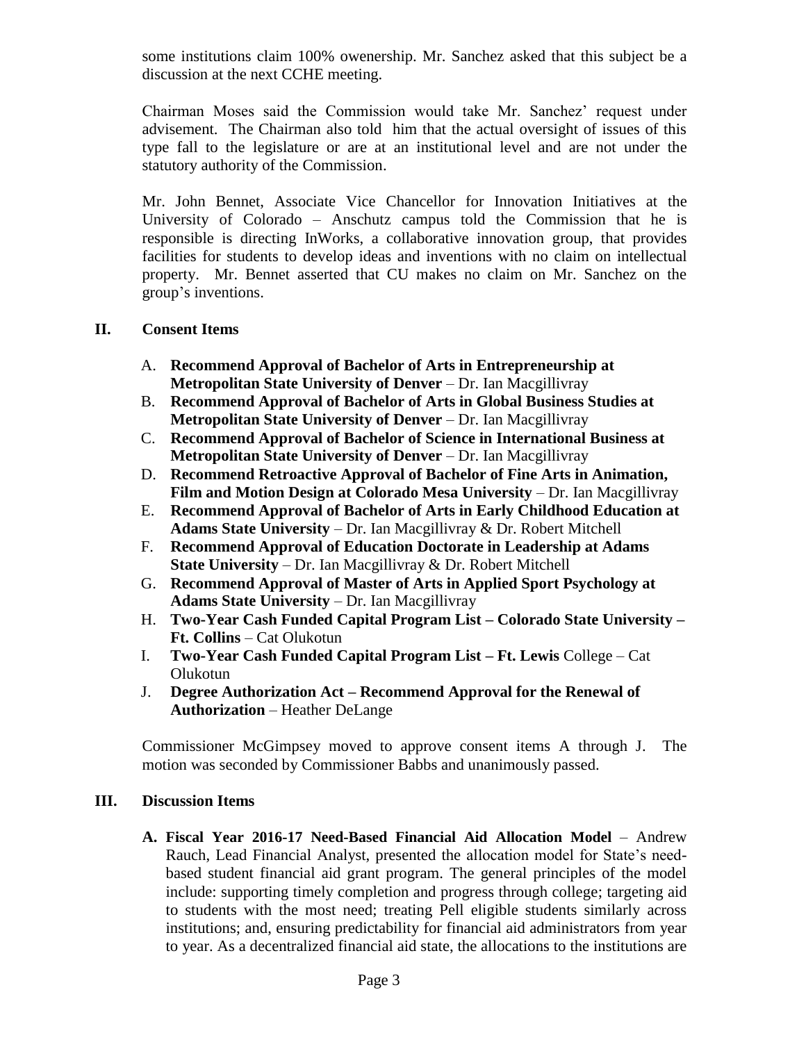some institutions claim 100% owenership. Mr. Sanchez asked that this subject be a discussion at the next CCHE meeting.

Chairman Moses said the Commission would take Mr. Sanchez' request under advisement. The Chairman also told him that the actual oversight of issues of this type fall to the legislature or are at an institutional level and are not under the statutory authority of the Commission.

Mr. John Bennet, Associate Vice Chancellor for Innovation Initiatives at the University of Colorado – Anschutz campus told the Commission that he is responsible is directing InWorks, a collaborative innovation group, that provides facilities for students to develop ideas and inventions with no claim on intellectual property. Mr. Bennet asserted that CU makes no claim on Mr. Sanchez on the group's inventions.

## II. Consent Items

A. **Recommend Approval of Bachelor of Arts in Entrepreneurship at Metropolitan State University of Denver** – Dr. Ian Macgillivray
B. **Recommend Approval of Bachelor of Arts in Global Business Studies at Metropolitan State University of Denver** – Dr. Ian Macgillivray
C. **Recommend Approval of Bachelor of Science in International Business at Metropolitan State University of Denver** – Dr. Ian Macgillivray
D. **Recommend Retroactive Approval of Bachelor of Fine Arts in Animation, Film and Motion Design at Colorado Mesa University** – Dr. Ian Macgillivray
E. **Recommend Approval of Bachelor of Arts in Early Childhood Education at Adams State University** – Dr. Ian Macgillivray & Dr. Robert Mitchell
F. **Recommend Approval of Education Doctorate in Leadership at Adams State University** – Dr. Ian Macgillivray & Dr. Robert Mitchell
G. **Recommend Approval of Master of Arts in Applied Sport Psychology at Adams State University** – Dr. Ian Macgillivray
H. **Two-Year Cash Funded Capital Program List – Colorado State University – Ft. Collins** – Cat Olukotun
I. **Two-Year Cash Funded Capital Program List – Ft. Lewis** College – Cat Olukotun
J. **Degree Authorization Act – Recommend Approval for the Renewal of Authorization** – Heather DeLange

Commissioner McGimpsey moved to approve consent items A through J. The motion was seconded by Commissioner Babbs and unanimously passed.

## III. Discussion Items

**A. Fiscal Year 2016-17 Need-Based Financial Aid Allocation Model** – Andrew Rauch, Lead Financial Analyst, presented the allocation model for State's need-based student financial aid grant program. The general principles of the model include: supporting timely completion and progress through college; targeting aid to students with the most need; treating Pell eligible students similarly across institutions; and, ensuring predictability for financial aid administrators from year to year. As a decentralized financial aid state, the allocations to the institutions are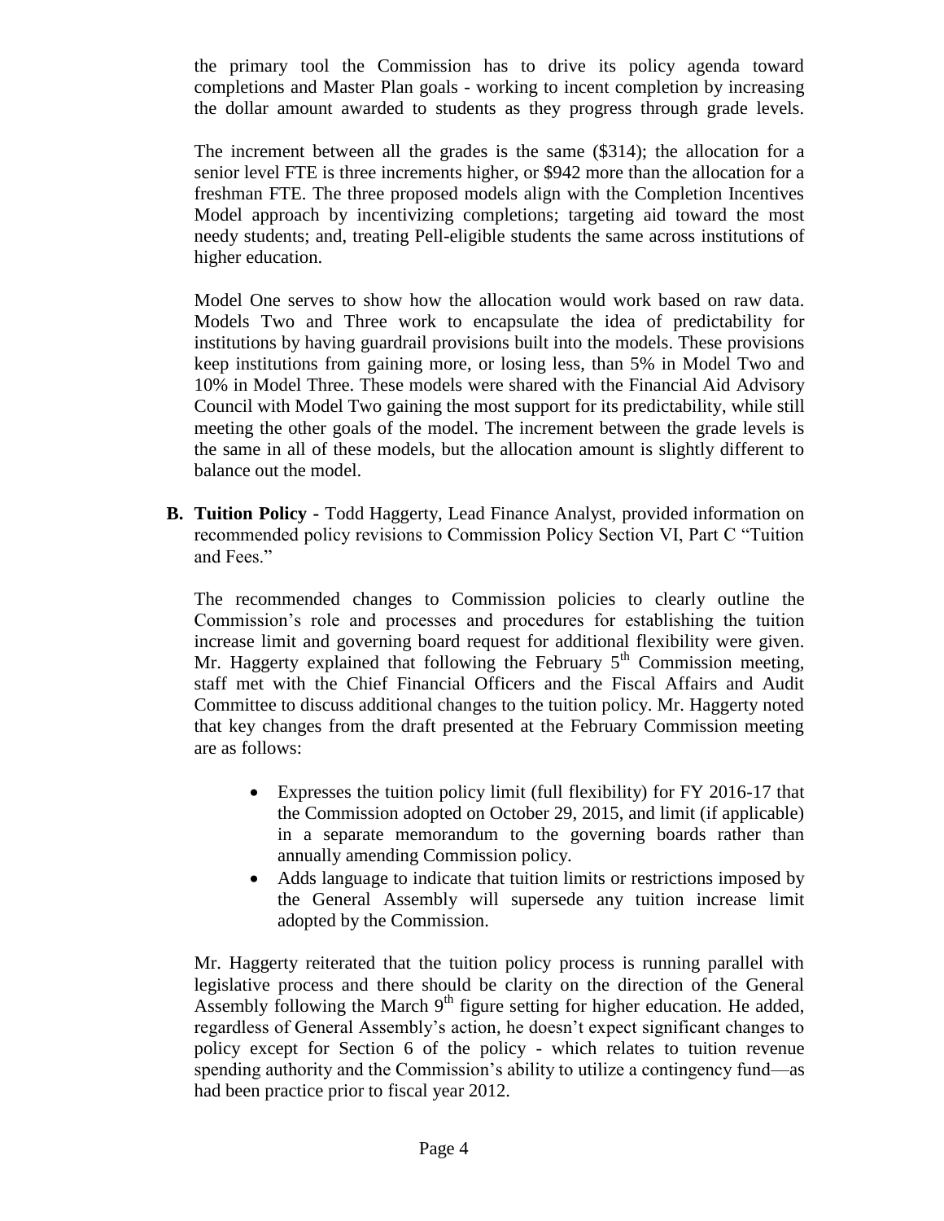the primary tool the Commission has to drive its policy agenda toward completions and Master Plan goals - working to incent completion by increasing the dollar amount awarded to students as they progress through grade levels.

The increment between all the grades is the same ($314); the allocation for a senior level FTE is three increments higher, or $942 more than the allocation for a freshman FTE. The three proposed models align with the Completion Incentives Model approach by incentivizing completions; targeting aid toward the most needy students; and, treating Pell-eligible students the same across institutions of higher education.

Model One serves to show how the allocation would work based on raw data. Models Two and Three work to encapsulate the idea of predictability for institutions by having guardrail provisions built into the models. These provisions keep institutions from gaining more, or losing less, than 5% in Model Two and 10% in Model Three. These models were shared with the Financial Aid Advisory Council with Model Two gaining the most support for its predictability, while still meeting the other goals of the model. The increment between the grade levels is the same in all of these models, but the allocation amount is slightly different to balance out the model.

**B. Tuition Policy -** Todd Haggerty, Lead Finance Analyst, provided information on recommended policy revisions to Commission Policy Section VI, Part C "Tuition and Fees."

The recommended changes to Commission policies to clearly outline the Commission's role and processes and procedures for establishing the tuition increase limit and governing board request for additional flexibility were given. Mr. Haggerty explained that following the February 5th Commission meeting, staff met with the Chief Financial Officers and the Fiscal Affairs and Audit Committee to discuss additional changes to the tuition policy. Mr. Haggerty noted that key changes from the draft presented at the February Commission meeting are as follows:

- Expresses the tuition policy limit (full flexibility) for FY 2016-17 that the Commission adopted on October 29, 2015, and limit (if applicable) in a separate memorandum to the governing boards rather than annually amending Commission policy.
- Adds language to indicate that tuition limits or restrictions imposed by the General Assembly will supersede any tuition increase limit adopted by the Commission.

Mr. Haggerty reiterated that the tuition policy process is running parallel with legislative process and there should be clarity on the direction of the General Assembly following the March 9th figure setting for higher education. He added, regardless of General Assembly's action, he doesn't expect significant changes to policy except for Section 6 of the policy - which relates to tuition revenue spending authority and the Commission's ability to utilize a contingency fund—as had been practice prior to fiscal year 2012.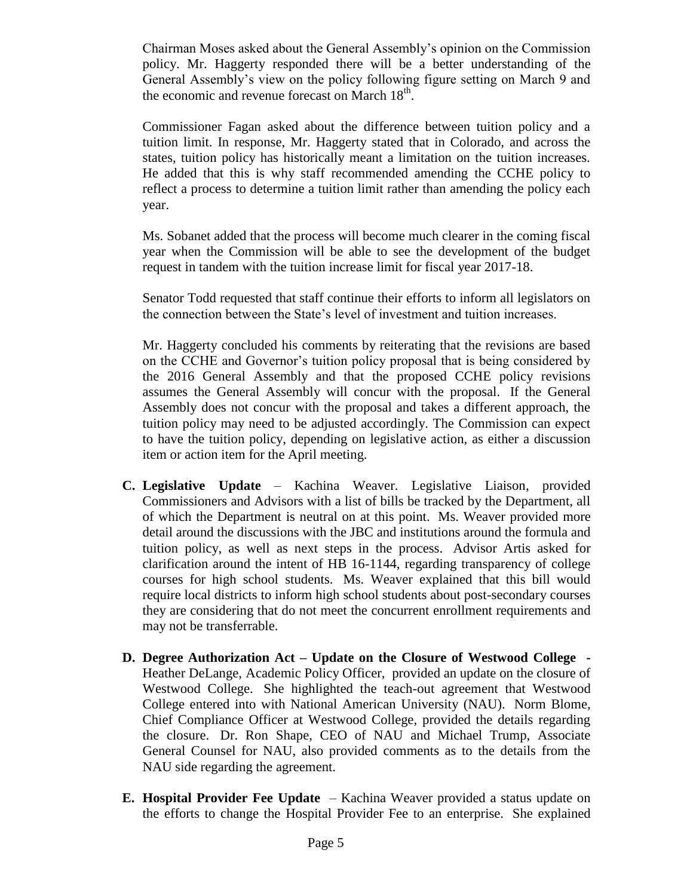Chairman Moses asked about the General Assembly's opinion on the Commission policy. Mr. Haggerty responded there will be a better understanding of the General Assembly's view on the policy following figure setting on March 9 and the economic and revenue forecast on March 18th.

Commissioner Fagan asked about the difference between tuition policy and a tuition limit. In response, Mr. Haggerty stated that in Colorado, and across the states, tuition policy has historically meant a limitation on the tuition increases. He added that this is why staff recommended amending the CCHE policy to reflect a process to determine a tuition limit rather than amending the policy each year.

Ms. Sobanet added that the process will become much clearer in the coming fiscal year when the Commission will be able to see the development of the budget request in tandem with the tuition increase limit for fiscal year 2017-18.

Senator Todd requested that staff continue their efforts to inform all legislators on the connection between the State's level of investment and tuition increases.

Mr. Haggerty concluded his comments by reiterating that the revisions are based on the CCHE and Governor's tuition policy proposal that is being considered by the 2016 General Assembly and that the proposed CCHE policy revisions assumes the General Assembly will concur with the proposal. If the General Assembly does not concur with the proposal and takes a different approach, the tuition policy may need to be adjusted accordingly. The Commission can expect to have the tuition policy, depending on legislative action, as either a discussion item or action item for the April meeting.

**C. Legislative Update** – Kachina Weaver. Legislative Liaison, provided Commissioners and Advisors with a list of bills be tracked by the Department, all of which the Department is neutral on at this point. Ms. Weaver provided more detail around the discussions with the JBC and institutions around the formula and tuition policy, as well as next steps in the process. Advisor Artis asked for clarification around the intent of HB 16-1144, regarding transparency of college courses for high school students. Ms. Weaver explained that this bill would require local districts to inform high school students about post-secondary courses they are considering that do not meet the concurrent enrollment requirements and may not be transferrable.

**D. Degree Authorization Act – Update on the Closure of Westwood College -** Heather DeLange, Academic Policy Officer, provided an update on the closure of Westwood College. She highlighted the teach-out agreement that Westwood College entered into with National American University (NAU). Norm Blome, Chief Compliance Officer at Westwood College, provided the details regarding the closure. Dr. Ron Shape, CEO of NAU and Michael Trump, Associate General Counsel for NAU, also provided comments as to the details from the NAU side regarding the agreement.

**E. Hospital Provider Fee Update** – Kachina Weaver provided a status update on the efforts to change the Hospital Provider Fee to an enterprise. She explained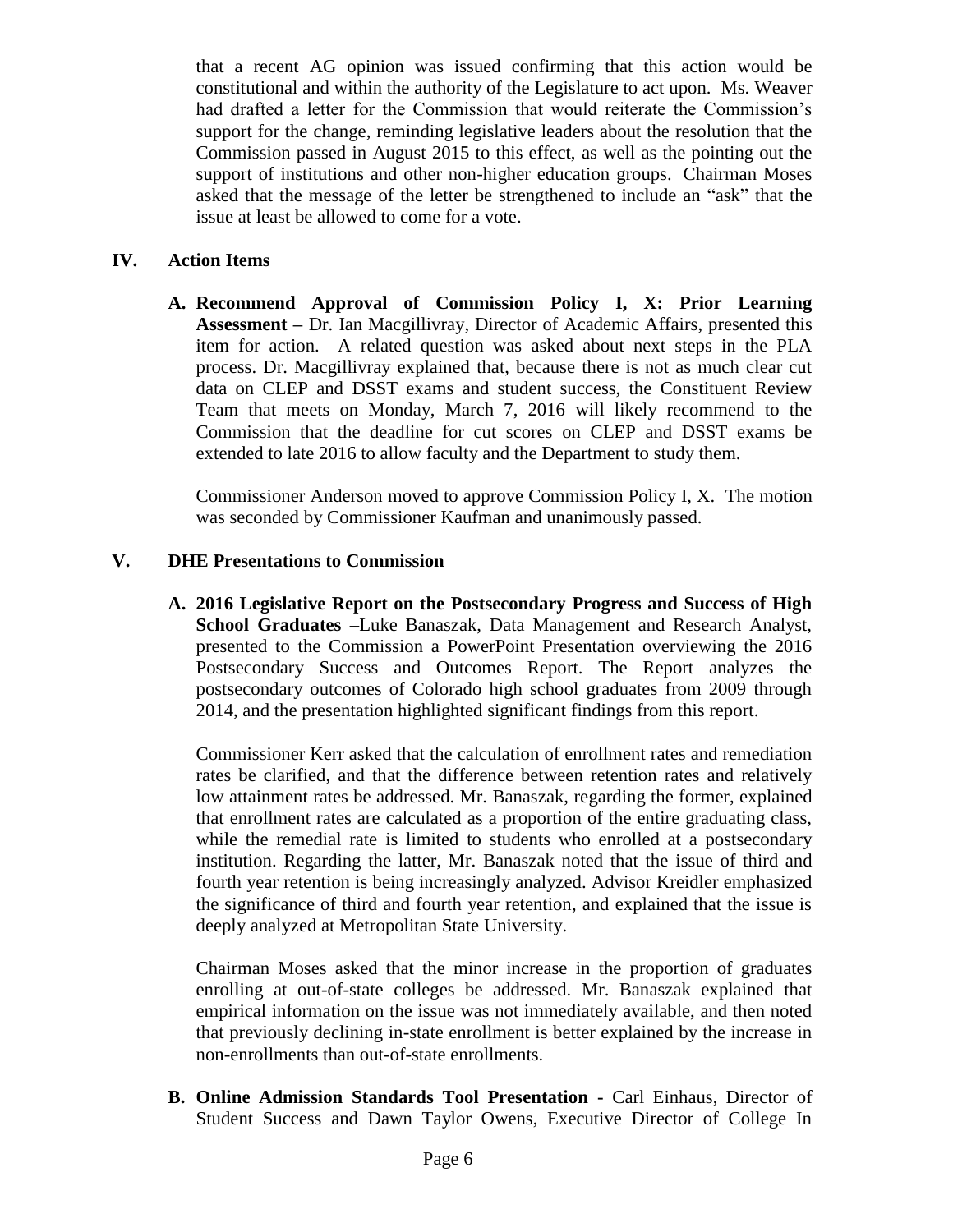that a recent AG opinion was issued confirming that this action would be constitutional and within the authority of the Legislature to act upon. Ms. Weaver had drafted a letter for the Commission that would reiterate the Commission's support for the change, reminding legislative leaders about the resolution that the Commission passed in August 2015 to this effect, as well as the pointing out the support of institutions and other non-higher education groups. Chairman Moses asked that the message of the letter be strengthened to include an "ask" that the issue at least be allowed to come for a vote.

## IV. Action Items

**A. Recommend Approval of Commission Policy I, X: Prior Learning Assessment –** Dr. Ian Macgillivray, Director of Academic Affairs, presented this item for action. A related question was asked about next steps in the PLA process. Dr. Macgillivray explained that, because there is not as much clear cut data on CLEP and DSST exams and student success, the Constituent Review Team that meets on Monday, March 7, 2016 will likely recommend to the Commission that the deadline for cut scores on CLEP and DSST exams be extended to late 2016 to allow faculty and the Department to study them.

Commissioner Anderson moved to approve Commission Policy I, X. The motion was seconded by Commissioner Kaufman and unanimously passed.

## V. DHE Presentations to Commission

**A. 2016 Legislative Report on the Postsecondary Progress and Success of High School Graduates –**Luke Banaszak, Data Management and Research Analyst, presented to the Commission a PowerPoint Presentation overviewing the 2016 Postsecondary Success and Outcomes Report. The Report analyzes the postsecondary outcomes of Colorado high school graduates from 2009 through 2014, and the presentation highlighted significant findings from this report.

Commissioner Kerr asked that the calculation of enrollment rates and remediation rates be clarified, and that the difference between retention rates and relatively low attainment rates be addressed. Mr. Banaszak, regarding the former, explained that enrollment rates are calculated as a proportion of the entire graduating class, while the remedial rate is limited to students who enrolled at a postsecondary institution. Regarding the latter, Mr. Banaszak noted that the issue of third and fourth year retention is being increasingly analyzed. Advisor Kreidler emphasized the significance of third and fourth year retention, and explained that the issue is deeply analyzed at Metropolitan State University.

Chairman Moses asked that the minor increase in the proportion of graduates enrolling at out-of-state colleges be addressed. Mr. Banaszak explained that empirical information on the issue was not immediately available, and then noted that previously declining in-state enrollment is better explained by the increase in non-enrollments than out-of-state enrollments.

**B. Online Admission Standards Tool Presentation -** Carl Einhaus, Director of Student Success and Dawn Taylor Owens, Executive Director of College In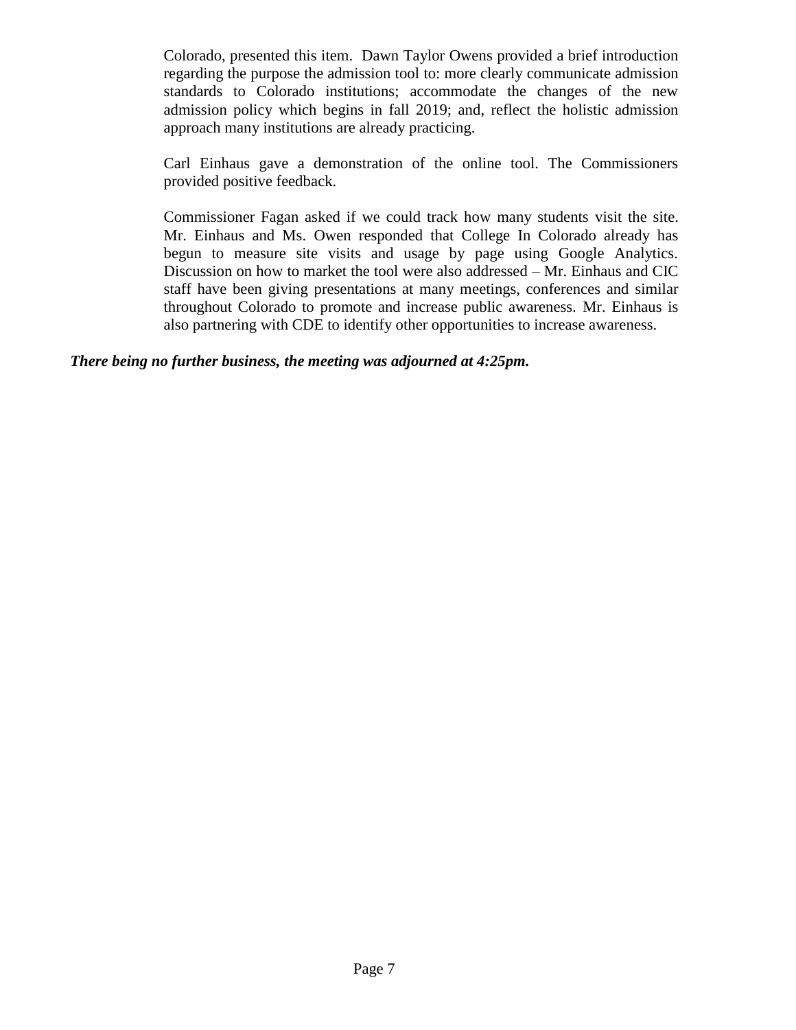Colorado, presented this item. Dawn Taylor Owens provided a brief introduction regarding the purpose the admission tool to: more clearly communicate admission standards to Colorado institutions; accommodate the changes of the new admission policy which begins in fall 2019; and, reflect the holistic admission approach many institutions are already practicing.

Carl Einhaus gave a demonstration of the online tool. The Commissioners provided positive feedback.

Commissioner Fagan asked if we could track how many students visit the site. Mr. Einhaus and Ms. Owen responded that College In Colorado already has begun to measure site visits and usage by page using Google Analytics. Discussion on how to market the tool were also addressed – Mr. Einhaus and CIC staff have been giving presentations at many meetings, conferences and similar throughout Colorado to promote and increase public awareness. Mr. Einhaus is also partnering with CDE to identify other opportunities to increase awareness.

***There being no further business, the meeting was adjourned at 4:25pm.***